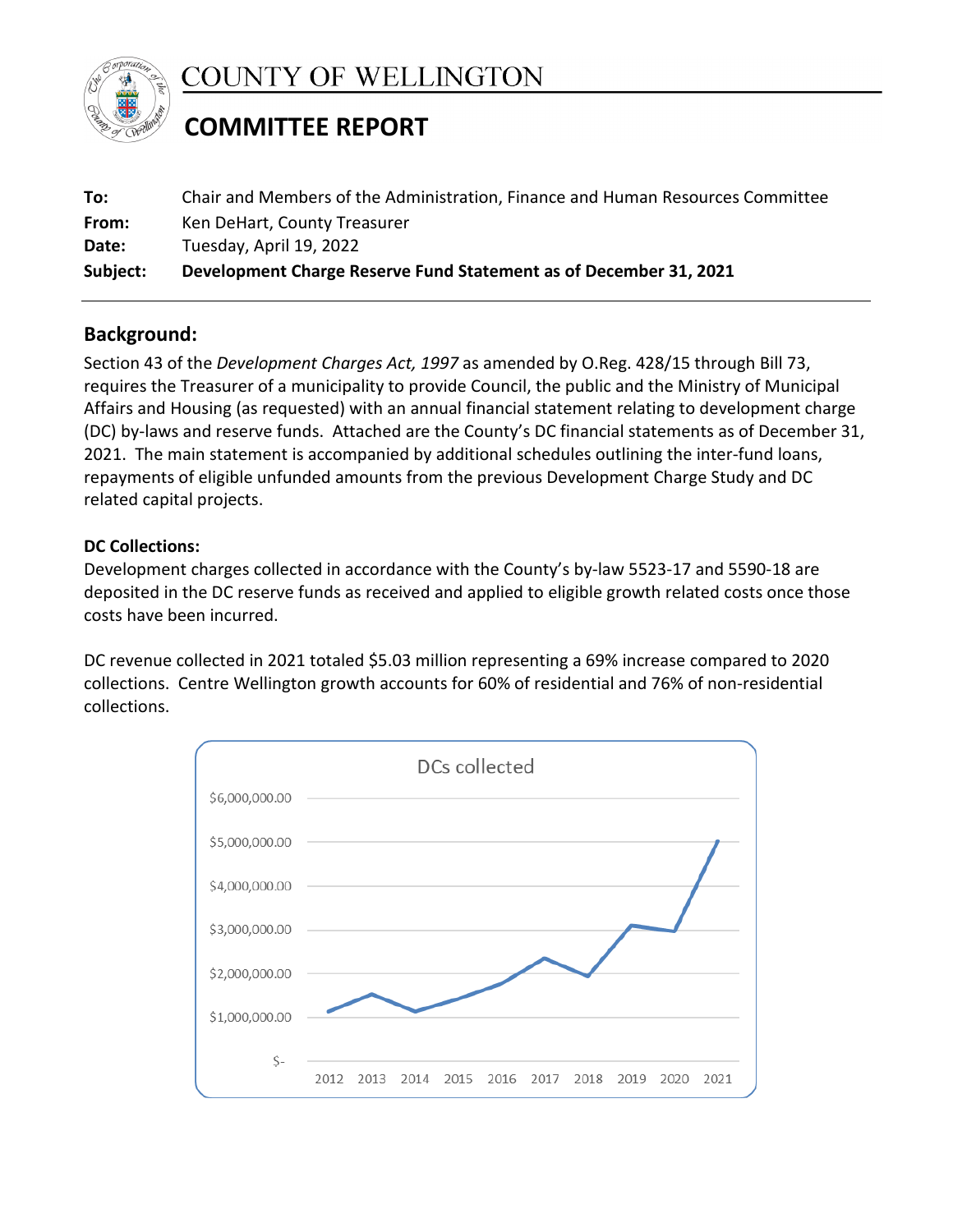# COUNTY OF WELLINGTON

## COMMITTEE REPORT

**To:** Chair and Members of the Administration, Finance and Human Resources Committee
**From:** Ken DeHart, County Treasurer
**Date:** Tuesday, April 19, 2022
**Subject:** **Development Charge Reserve Fund Statement as of December 31, 2021**

## Background:

Section 43 of the *Development Charges Act, 1997* as amended by O.Reg. 428/15 through Bill 73, requires the Treasurer of a municipality to provide Council, the public and the Ministry of Municipal Affairs and Housing (as requested) with an annual financial statement relating to development charge (DC) by-laws and reserve funds. Attached are the County's DC financial statements as of December 31, 2021. The main statement is accompanied by additional schedules outlining the inter-fund loans, repayments of eligible unfunded amounts from the previous Development Charge Study and DC related capital projects.

### DC Collections:

Development charges collected in accordance with the County's by-law 5523-17 and 5590-18 are deposited in the DC reserve funds as received and applied to eligible growth related costs once those costs have been incurred.

DC revenue collected in 2021 totaled $5.03 million representing a 69% increase compared to 2020 collections. Centre Wellington growth accounts for 60% of residential and 76% of non-residential collections.

DCs collected

| Year | DCs collected |
|---|---|
| 2012 | ~$1,150,000 |
| 2013 | ~$1,550,000 |
| 2014 | ~$1,150,000 |
| 2015 | ~$1,450,000 |
| 2016 | ~$1,800,000 |
| 2017 | ~$2,350,000 |
| 2018 | ~$1,950,000 |
| 2019 | ~$3,100,000 |
| 2020 | ~$3,000,000 |
| 2021 | ~$5,030,000 |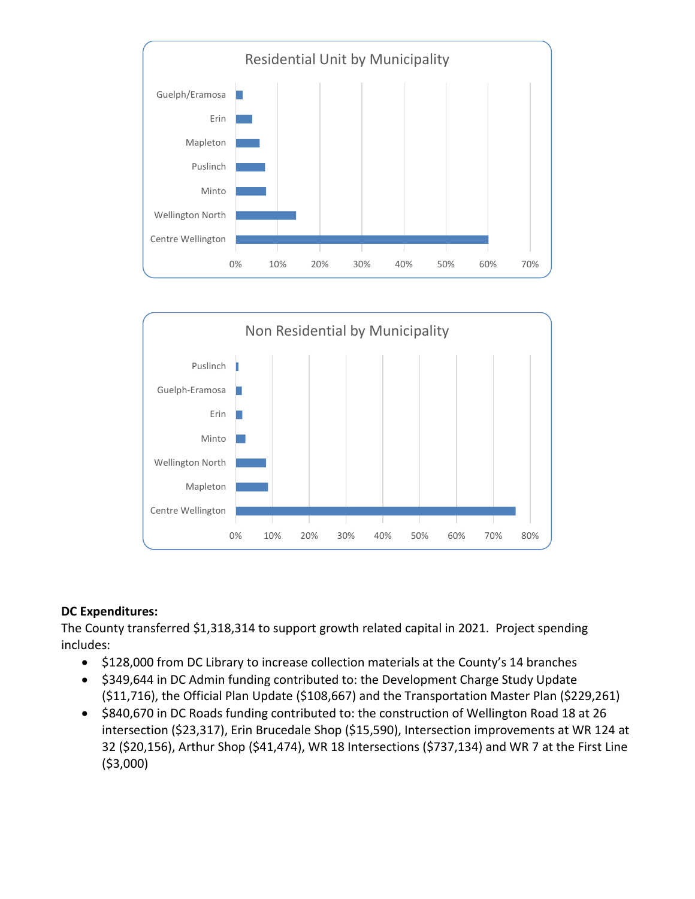Residential Unit by Municipality

Guelph/Eramosa
Erin
Mapleton
Puslinch
Minto
Wellington North
Centre Wellington

0% 10% 20% 30% 40% 50% 60% 70%

Non Residential by Municipality

Puslinch
Guelph-Eramosa
Erin
Minto
Wellington North
Mapleton
Centre Wellington

0% 10% 20% 30% 40% 50% 60% 70% 80%

**DC Expenditures:**

The County transferred $1,318,314 to support growth related capital in 2021. Project spending includes:

- $128,000 from DC Library to increase collection materials at the County's 14 branches
- $349,644 in DC Admin funding contributed to: the Development Charge Study Update ($11,716), the Official Plan Update ($108,667) and the Transportation Master Plan ($229,261)
- $840,670 in DC Roads funding contributed to: the construction of Wellington Road 18 at 26 intersection ($23,317), Erin Brucedale Shop ($15,590), Intersection improvements at WR 124 at 32 ($20,156), Arthur Shop ($41,474), WR 18 Intersections ($737,134) and WR 7 at the First Line ($3,000)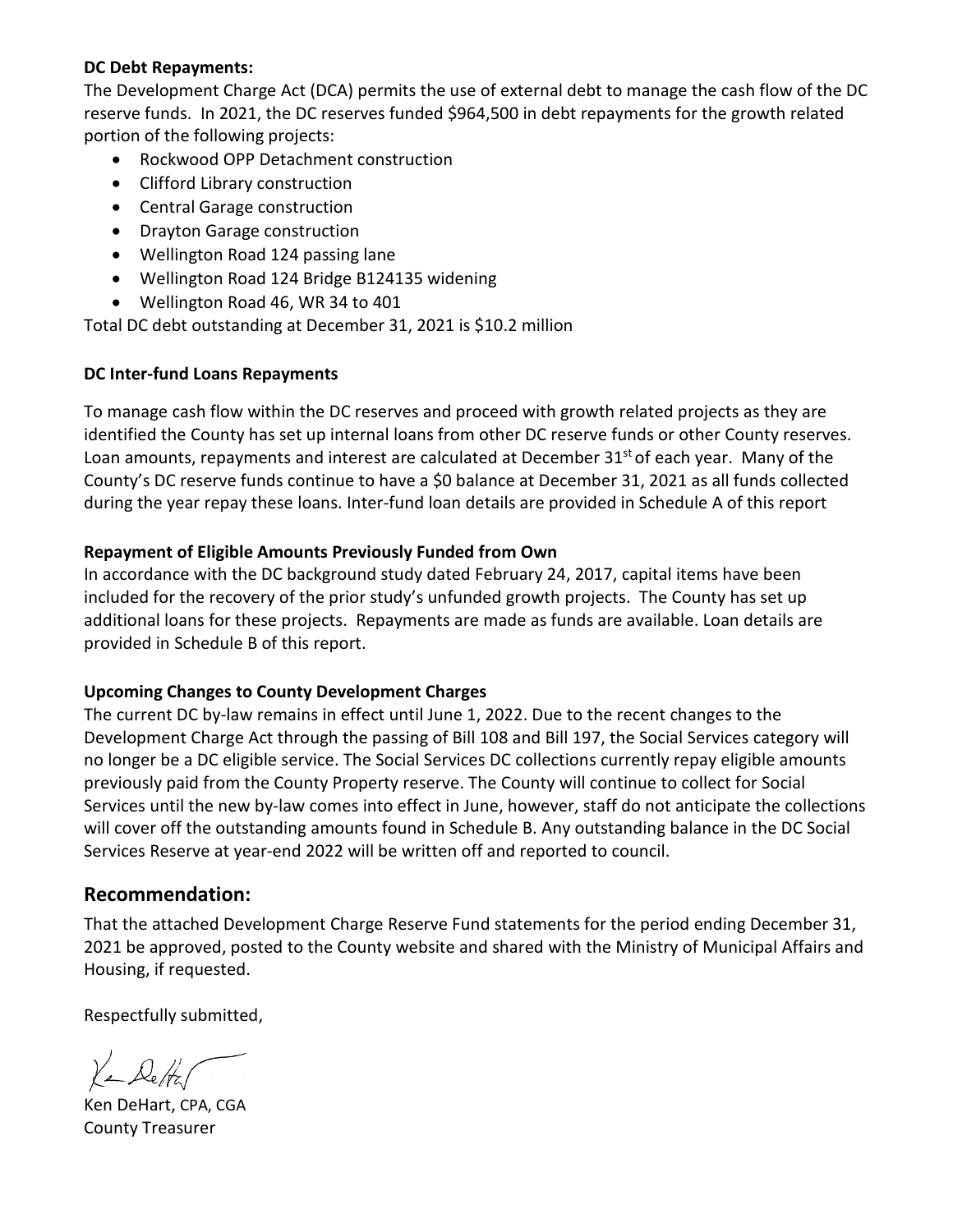**DC Debt Repayments:**

The Development Charge Act (DCA) permits the use of external debt to manage the cash flow of the DC reserve funds. In 2021, the DC reserves funded $964,500 in debt repayments for the growth related portion of the following projects:

- Rockwood OPP Detachment construction
- Clifford Library construction
- Central Garage construction
- Drayton Garage construction
- Wellington Road 124 passing lane
- Wellington Road 124 Bridge B124135 widening
- Wellington Road 46, WR 34 to 401

Total DC debt outstanding at December 31, 2021 is $10.2 million

**DC Inter-fund Loans Repayments**

To manage cash flow within the DC reserves and proceed with growth related projects as they are identified the County has set up internal loans from other DC reserve funds or other County reserves. Loan amounts, repayments and interest are calculated at December 31st of each year. Many of the County's DC reserve funds continue to have a $0 balance at December 31, 2021 as all funds collected during the year repay these loans. Inter-fund loan details are provided in Schedule A of this report

**Repayment of Eligible Amounts Previously Funded from Own**

In accordance with the DC background study dated February 24, 2017, capital items have been included for the recovery of the prior study's unfunded growth projects. The County has set up additional loans for these projects. Repayments are made as funds are available. Loan details are provided in Schedule B of this report.

**Upcoming Changes to County Development Charges**

The current DC by-law remains in effect until June 1, 2022. Due to the recent changes to the Development Charge Act through the passing of Bill 108 and Bill 197, the Social Services category will no longer be a DC eligible service. The Social Services DC collections currently repay eligible amounts previously paid from the County Property reserve. The County will continue to collect for Social Services until the new by-law comes into effect in June, however, staff do not anticipate the collections will cover off the outstanding amounts found in Schedule B. Any outstanding balance in the DC Social Services Reserve at year-end 2022 will be written off and reported to council.

## Recommendation:

That the attached Development Charge Reserve Fund statements for the period ending December 31, 2021 be approved, posted to the County website and shared with the Ministry of Municipal Affairs and Housing, if requested.

Respectfully submitted,

Ken DeHart, CPA, CGA
County Treasurer